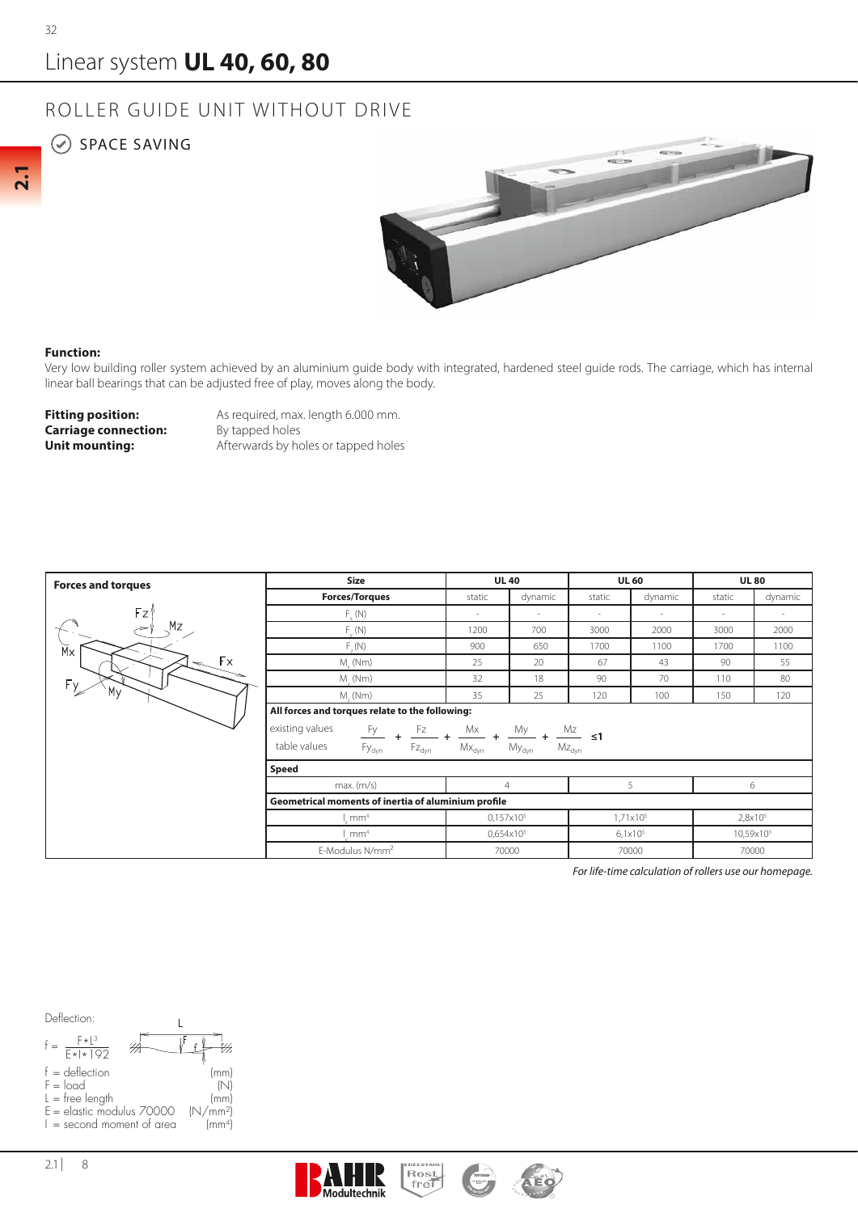# Linear system **UL 40, 60, 80**

## ROLLER GUIDE UNIT WITHOUT DRIVE

SPACE SAVING

**Function:**
Very low building roller system achieved by an aluminium guide body with integrated, hardened steel guide rods. The carriage, which has internal linear ball bearings that can be adjusted free of play, moves along the body.

**Fitting position:** As required, max. length 6.000 mm.
**Carriage connection:** By tapped holes
**Unit mounting:** Afterwards by holes or tapped holes

**Forces and torques**

| Size | UL 40 | | UL 60 | | UL 80 | |
|---|---|---|---|---|---|---|
| **Forces/Torques** | static | dynamic | static | dynamic | static | dynamic |
| $F_x$ (N) | - | - | - | - | - | - |
| $F_y$ (N) | 1200 | 700 | 3000 | 2000 | 3000 | 2000 |
| $F_z$ (N) | 900 | 650 | 1700 | 1100 | 1700 | 1100 |
| $M_x$ (Nm) | 25 | 20 | 67 | 43 | 90 | 55 |
| $M_y$ (Nm) | 32 | 18 | 90 | 70 | 110 | 80 |
| $M_z$ (Nm) | 35 | 25 | 120 | 100 | 150 | 120 |
| **All forces and torques relate to the following:** | | | | | | |
| existing values / table values: $\frac{Fy}{Fy_{dyn}} + \frac{Fz}{Fz_{dyn}} + \frac{Mx}{Mx_{dyn}} + \frac{My}{My_{dyn}} + \frac{Mz}{Mz_{dyn}} \leq 1$ | | | | | | |
| **Speed** | | | | | | |
| max. (m/s) | 4 | | 5 | | 6 | |
| **Geometrical moments of inertia of aluminium profile** | | | | | | |
| $I_x$ mm⁴ | 0,157x10⁵ | | 1,71x10⁵ | | 2,8x10⁵ | |
| $I_y$ mm⁴ | 0,654x10⁵ | | 6,1x10⁵ | | 10,59x10⁵ | |
| E-Modulus N/mm² | 70000 | | 70000 | | 70000 | |

*For life-time calculation of rollers use our homepage.*

Deflection:

$$f = \frac{F \cdot L^3}{E \cdot I \cdot 192}$$

- f = deflection (mm)
- F = load (N)
- L = free length (mm)
- E = elastic modulus 70000 (N/mm²)
- I = second moment of area (mm⁴)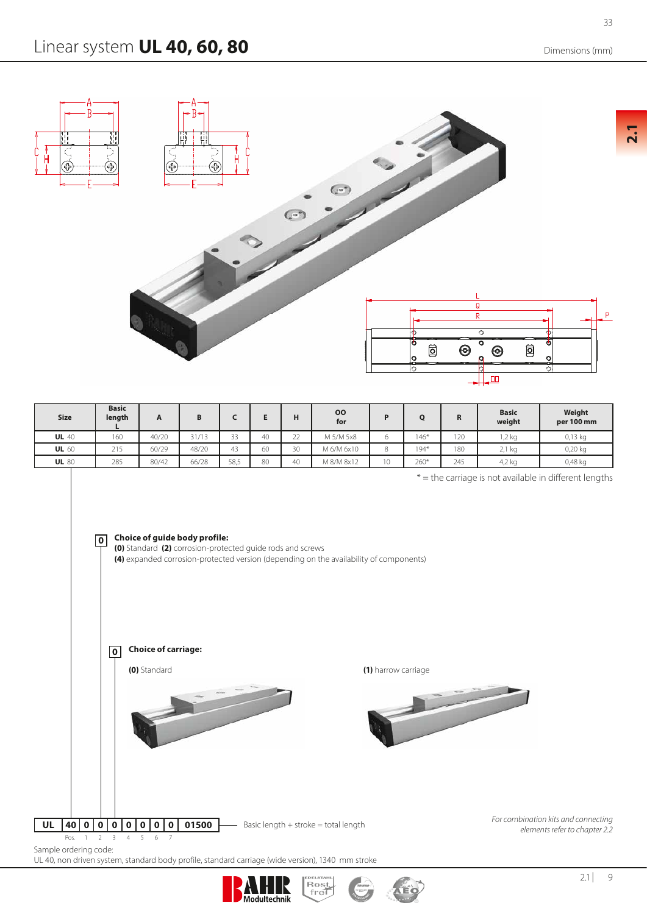# Linear system **UL 40, 60, 80**

Dimensions (mm)

| Size | Basic length L | A | B | C | E | H | OO for | P | Q | R | Basic weight | Weight per 100 mm |
|---|---|---|---|---|---|---|---|---|---|---|---|---|
| **UL** 40 | 160 | 40/20 | 31/13 | 33 | 40 | 22 | M 5/M 5x8 | 6 | 146* | 120 | 1,2 kg | 0,13 kg |
| **UL** 60 | 215 | 60/29 | 48/20 | 43 | 60 | 30 | M 6/M 6x10 | 8 | 194* | 180 | 2,1 kg | 0,20 kg |
| **UL** 80 | 285 | 80/42 | 66/28 | 58,5 | 80 | 40 | M 8/M 8x12 | 10 | 260* | 245 | 4,2 kg | 0,48 kg |

* = the carriage is not available in different lengths

**0** **Choice of guide body profile:**
**(0)** Standard **(2)** corrosion-protected guide rods and screws
**(4)** expanded corrosion-protected version (depending on the availability of components)

**0** **Choice of carriage:**

**(0)** Standard

**(1)** harrow carriage

| UL | 40 | 0 | 0 | 0 | 0 | 0 | 0 | 0 | 01500 |
|---|---|---|---|---|---|---|---|---|---|
| Pos. | 1 | 2 | 3 | 4 | 5 | 6 | 7 | | |

Basic length + stroke = total length

*For combination kits and connecting elements refer to chapter 2.2*

Sample ordering code:
UL 40, non driven system, standard body profile, standard carriage (wide version), 1340 mm stroke